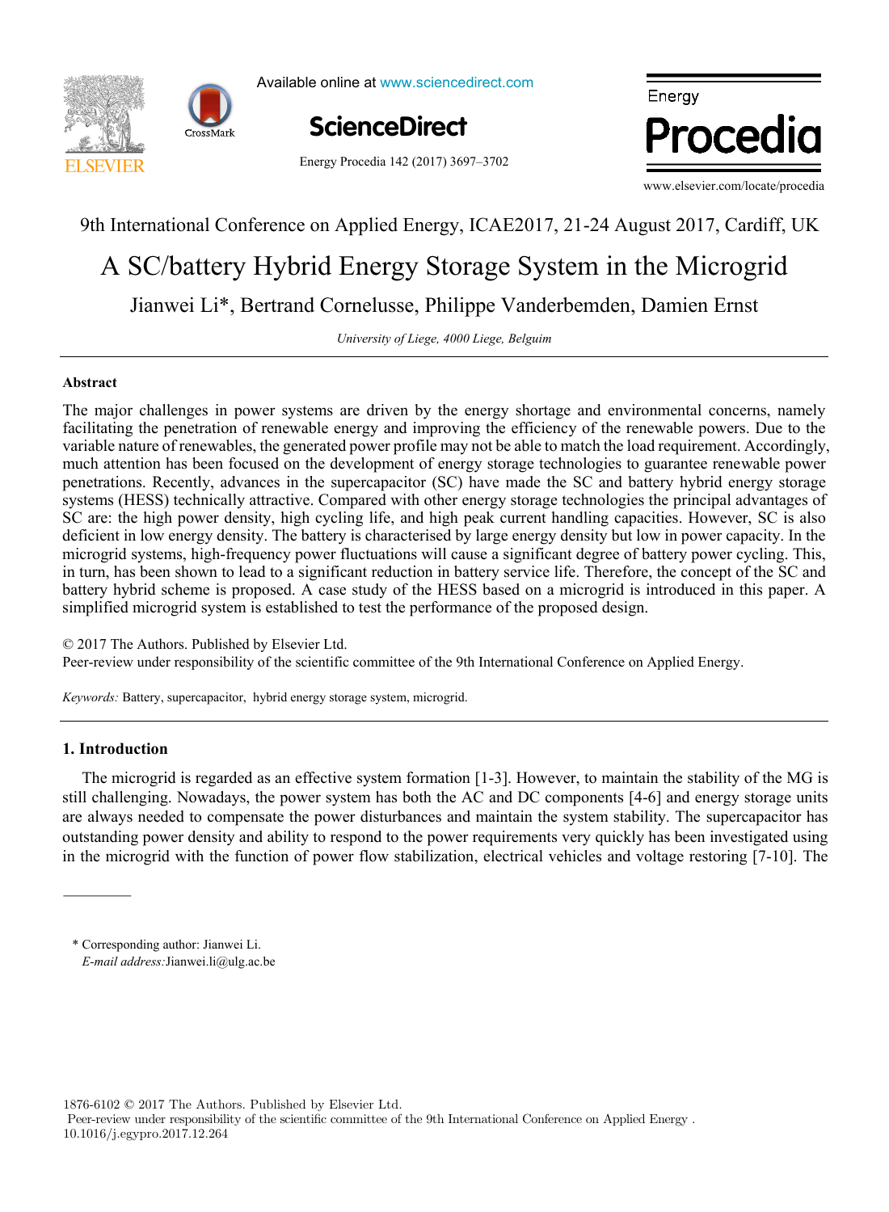9th International Conference on Applied Energy, ICAE2017, 21-24 August 2017, Cardiff, UK

# A SC/battery Hybrid Energy Storage System in the Microgrid

Jianwei Li*, Bertrand Cornelusse, Philippe Vanderbemden, Damien Ernst

*University of Liege, 4000 Liege, Belguim*

---

## Abstract

The major challenges in power systems are driven by the energy shortage and environmental concerns, namely facilitating the penetration of renewable energy and improving the efficiency of the renewable powers. Due to the variable nature of renewables, the generated power profile may not be able to match the load requirement. Accordingly, much attention has been focused on the development of energy storage technologies to guarantee renewable power penetrations. Recently, advances in the supercapacitor (SC) have made the SC and battery hybrid energy storage systems (HESS) technically attractive. Compared with other energy storage technologies the principal advantages of SC are: the high power density, high cycling life, and high peak current handling capacities. However, SC is also deficient in low energy density. The battery is characterised by large energy density but low in power capacity. In the microgrid systems, high-frequency power fluctuations will cause a significant degree of battery power cycling. This, in turn, has been shown to lead to a significant reduction in battery service life. Therefore, the concept of the SC and battery hybrid scheme is proposed. A case study of the HESS based on a microgrid is introduced in this paper. A simplified microgrid system is established to test the performance of the proposed design.

© 2017 The Authors. Published by Elsevier Ltd.
Peer-review under responsibility of the scientific committee of the 9th International Conference on Applied Energy.

*Keywords:* Battery, supercapacitor, hybrid energy storage system, microgrid.

---

## 1. Introduction

The microgrid is regarded as an effective system formation [1-3]. However, to maintain the stability of the MG is still challenging. Nowadays, the power system has both the AC and DC components [4-6] and energy storage units are always needed to compensate the power disturbances and maintain the system stability. The supercapacitor has outstanding power density and ability to respond to the power requirements very quickly has been investigated using in the microgrid with the function of power flow stabilization, electrical vehicles and voltage restoring [7-10]. The

---

\* Corresponding author: Jianwei Li.
*E-mail address:* Jianwei.li@ulg.ac.be

1876-6102 © 2017 The Authors. Published by Elsevier Ltd.
Peer-review under responsibility of the scientific committee of the 9th International Conference on Applied Energy .
10.1016/j.egypro.2017.12.264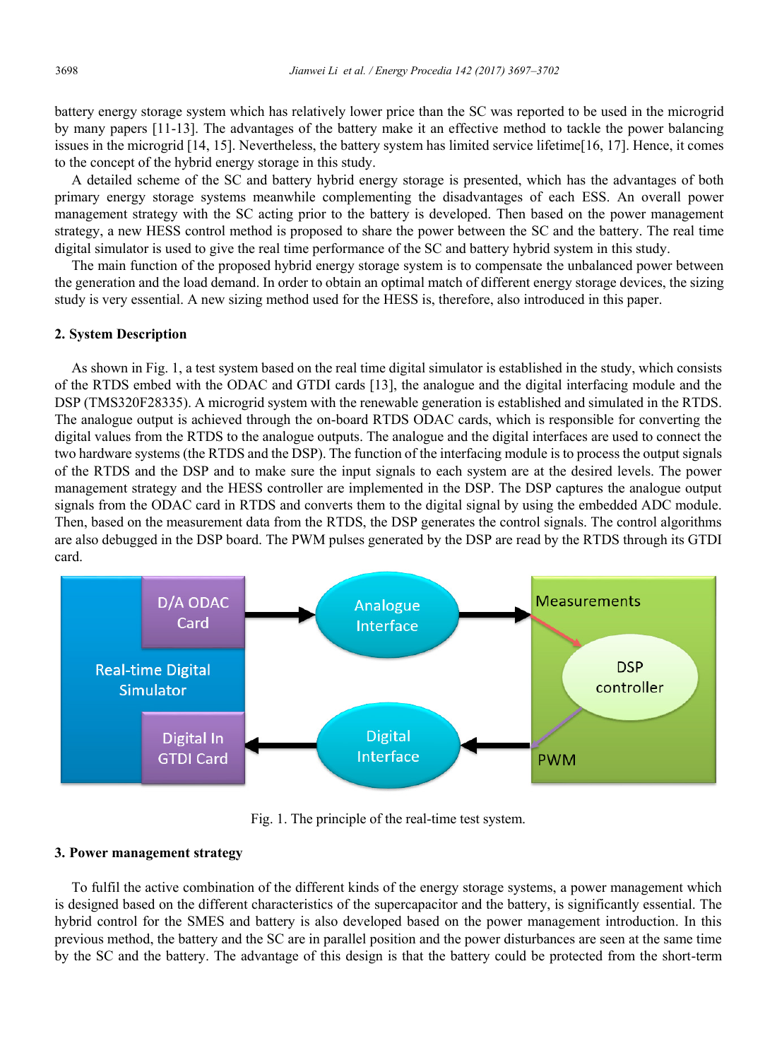battery energy storage system which has relatively lower price than the SC was reported to be used in the microgrid by many papers [11-13]. The advantages of the battery make it an effective method to tackle the power balancing issues in the microgrid [14, 15]. Nevertheless, the battery system has limited service lifetime[16, 17]. Hence, it comes to the concept of the hybrid energy storage in this study.

A detailed scheme of the SC and battery hybrid energy storage is presented, which has the advantages of both primary energy storage systems meanwhile complementing the disadvantages of each ESS. An overall power management strategy with the SC acting prior to the battery is developed. Then based on the power management strategy, a new HESS control method is proposed to share the power between the SC and the battery. The real time digital simulator is used to give the real time performance of the SC and battery hybrid system in this study.

The main function of the proposed hybrid energy storage system is to compensate the unbalanced power between the generation and the load demand. In order to obtain an optimal match of different energy storage devices, the sizing study is very essential. A new sizing method used for the HESS is, therefore, also introduced in this paper.

## 2. System Description

As shown in Fig. 1, a test system based on the real time digital simulator is established in the study, which consists of the RTDS embed with the ODAC and GTDI cards [13], the analogue and the digital interfacing module and the DSP (TMS320F28335). A microgrid system with the renewable generation is established and simulated in the RTDS. The analogue output is achieved through the on-board RTDS ODAC cards, which is responsible for converting the digital values from the RTDS to the analogue outputs. The analogue and the digital interfaces are used to connect the two hardware systems (the RTDS and the DSP). The function of the interfacing module is to process the output signals of the RTDS and the DSP and to make sure the input signals to each system are at the desired levels. The power management strategy and the HESS controller are implemented in the DSP. The DSP captures the analogue output signals from the ODAC card in RTDS and converts them to the digital signal by using the embedded ADC module. Then, based on the measurement data from the RTDS, the DSP generates the control signals. The control algorithms are also debugged in the DSP board. The PWM pulses generated by the DSP are read by the RTDS through its GTDI card.

Fig. 1. The principle of the real-time test system.

## 3. Power management strategy

To fulfil the active combination of the different kinds of the energy storage systems, a power management which is designed based on the different characteristics of the supercapacitor and the battery, is significantly essential. The hybrid control for the SMES and battery is also developed based on the power management introduction. In this previous method, the battery and the SC are in parallel position and the power disturbances are seen at the same time by the SC and the battery. The advantage of this design is that the battery could be protected from the short-term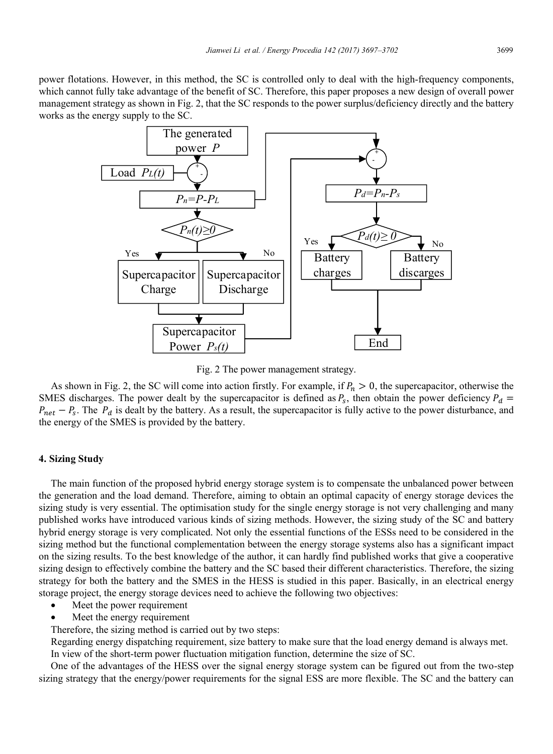power flotations. However, in this method, the SC is controlled only to deal with the high-frequency components, which cannot fully take advantage of the benefit of SC. Therefore, this paper proposes a new design of overall power management strategy as shown in Fig. 2, that the SC responds to the power surplus/deficiency directly and the battery works as the energy supply to the SC.

Fig. 2 The power management strategy.

As shown in Fig. 2, the SC will come into action firstly. For example, if $P_n > 0$, the supercapacitor, otherwise the SMES discharges. The power dealt by the supercapacitor is defined as $P_s$, then obtain the power deficiency $P_d = P_{net} - P_s$. The $P_d$ is dealt by the battery. As a result, the supercapacitor is fully active to the power disturbance, and the energy of the SMES is provided by the battery.

## 4. Sizing Study

The main function of the proposed hybrid energy storage system is to compensate the unbalanced power between the generation and the load demand. Therefore, aiming to obtain an optimal capacity of energy storage devices the sizing study is very essential. The optimisation study for the single energy storage is not very challenging and many published works have introduced various kinds of sizing methods. However, the sizing study of the SC and battery hybrid energy storage is very complicated. Not only the essential functions of the ESSs need to be considered in the sizing method but the functional complementation between the energy storage systems also has a significant impact on the sizing results. To the best knowledge of the author, it can hardly find published works that give a cooperative sizing design to effectively combine the battery and the SC based their different characteristics. Therefore, the sizing strategy for both the battery and the SMES in the HESS is studied in this paper. Basically, in an electrical energy storage project, the energy storage devices need to achieve the following two objectives:

- Meet the power requirement
- Meet the energy requirement

Therefore, the sizing method is carried out by two steps:

Regarding energy dispatching requirement, size battery to make sure that the load energy demand is always met.

In view of the short-term power fluctuation mitigation function, determine the size of SC.

One of the advantages of the HESS over the signal energy storage system can be figured out from the two-step sizing strategy that the energy/power requirements for the signal ESS are more flexible. The SC and the battery can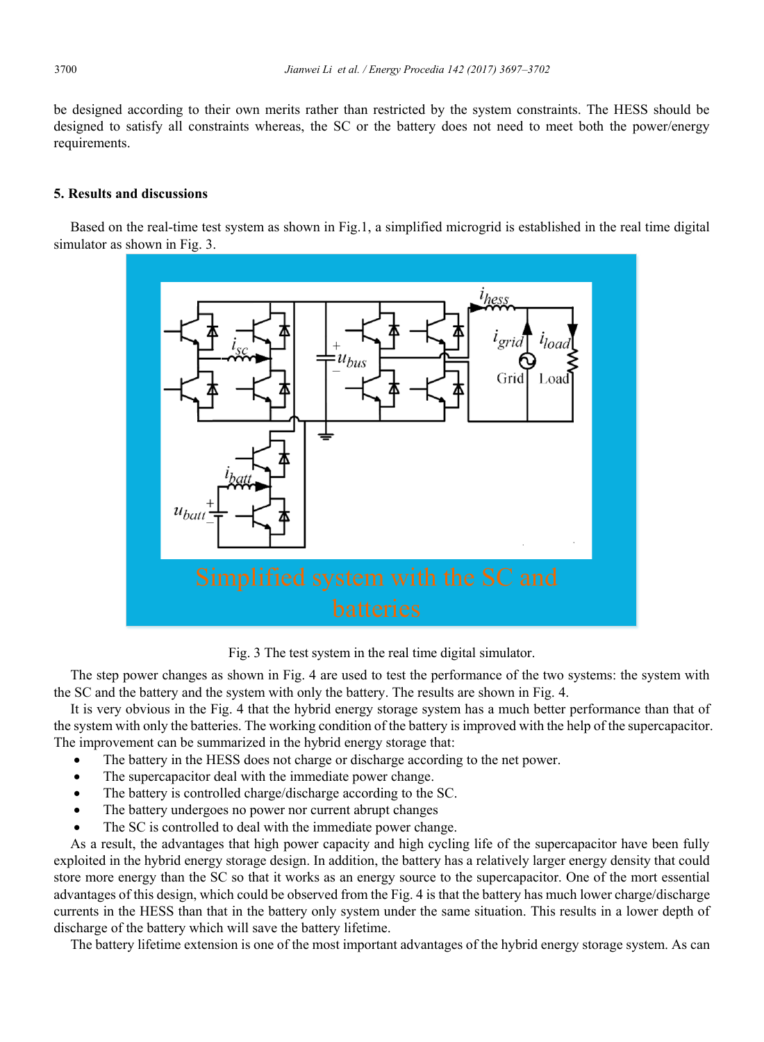be designed according to their own merits rather than restricted by the system constraints. The HESS should be designed to satisfy all constraints whereas, the SC or the battery does not need to meet both the power/energy requirements.

## 5. Results and discussions

Based on the real-time test system as shown in Fig.1, a simplified microgrid is established in the real time digital simulator as shown in Fig. 3.

Fig. 3 The test system in the real time digital simulator.

The step power changes as shown in Fig. 4 are used to test the performance of the two systems: the system with the SC and the battery and the system with only the battery. The results are shown in Fig. 4.

It is very obvious in the Fig. 4 that the hybrid energy storage system has a much better performance than that of the system with only the batteries. The working condition of the battery is improved with the help of the supercapacitor. The improvement can be summarized in the hybrid energy storage that:

- The battery in the HESS does not charge or discharge according to the net power.
- The supercapacitor deal with the immediate power change.
- The battery is controlled charge/discharge according to the SC.
- The battery undergoes no power nor current abrupt changes
- The SC is controlled to deal with the immediate power change.

As a result, the advantages that high power capacity and high cycling life of the supercapacitor have been fully exploited in the hybrid energy storage design. In addition, the battery has a relatively larger energy density that could store more energy than the SC so that it works as an energy source to the supercapacitor. One of the mort essential advantages of this design, which could be observed from the Fig. 4 is that the battery has much lower charge/discharge currents in the HESS than that in the battery only system under the same situation. This results in a lower depth of discharge of the battery which will save the battery lifetime.

The battery lifetime extension is one of the most important advantages of the hybrid energy storage system. As can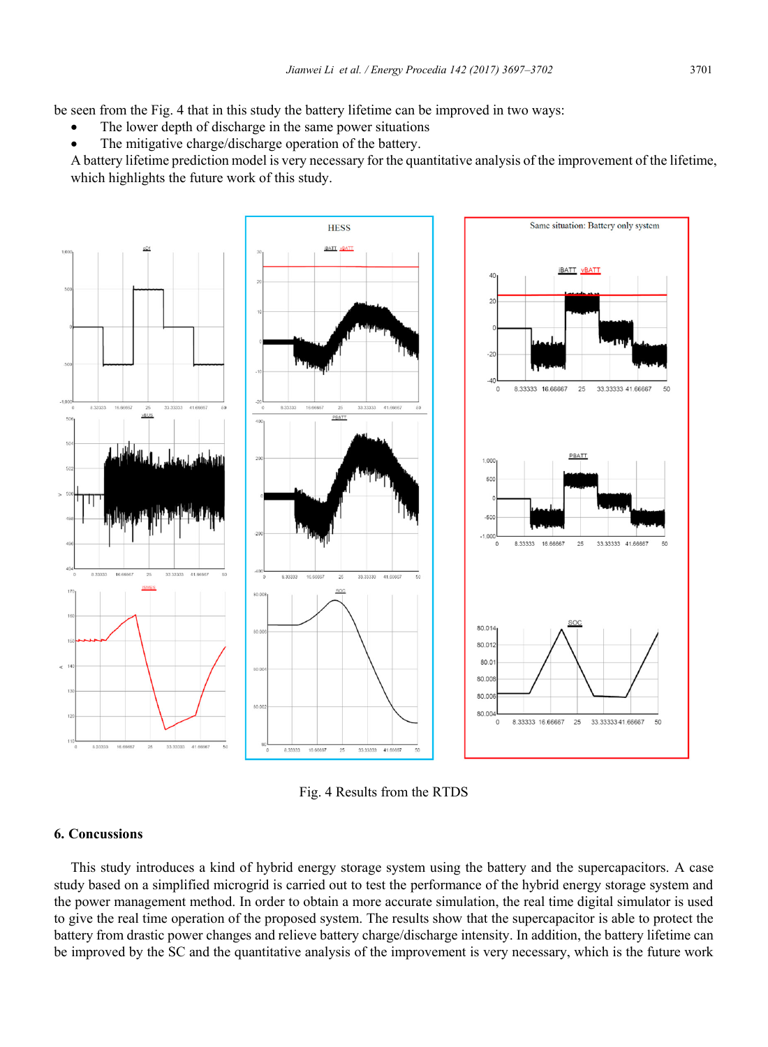be seen from the Fig. 4 that in this study the battery lifetime can be improved in two ways:

- The lower depth of discharge in the same power situations
- The mitigative charge/discharge operation of the battery.

A battery lifetime prediction model is very necessary for the quantitative analysis of the improvement of the lifetime, which highlights the future work of this study.

Fig. 4 Results from the RTDS

## 6. Concussions

This study introduces a kind of hybrid energy storage system using the battery and the supercapacitors. A case study based on a simplified microgrid is carried out to test the performance of the hybrid energy storage system and the power management method. In order to obtain a more accurate simulation, the real time digital simulator is used to give the real time operation of the proposed system. The results show that the supercapacitor is able to protect the battery from drastic power changes and relieve battery charge/discharge intensity. In addition, the battery lifetime can be improved by the SC and the quantitative analysis of the improvement is very necessary, which is the future work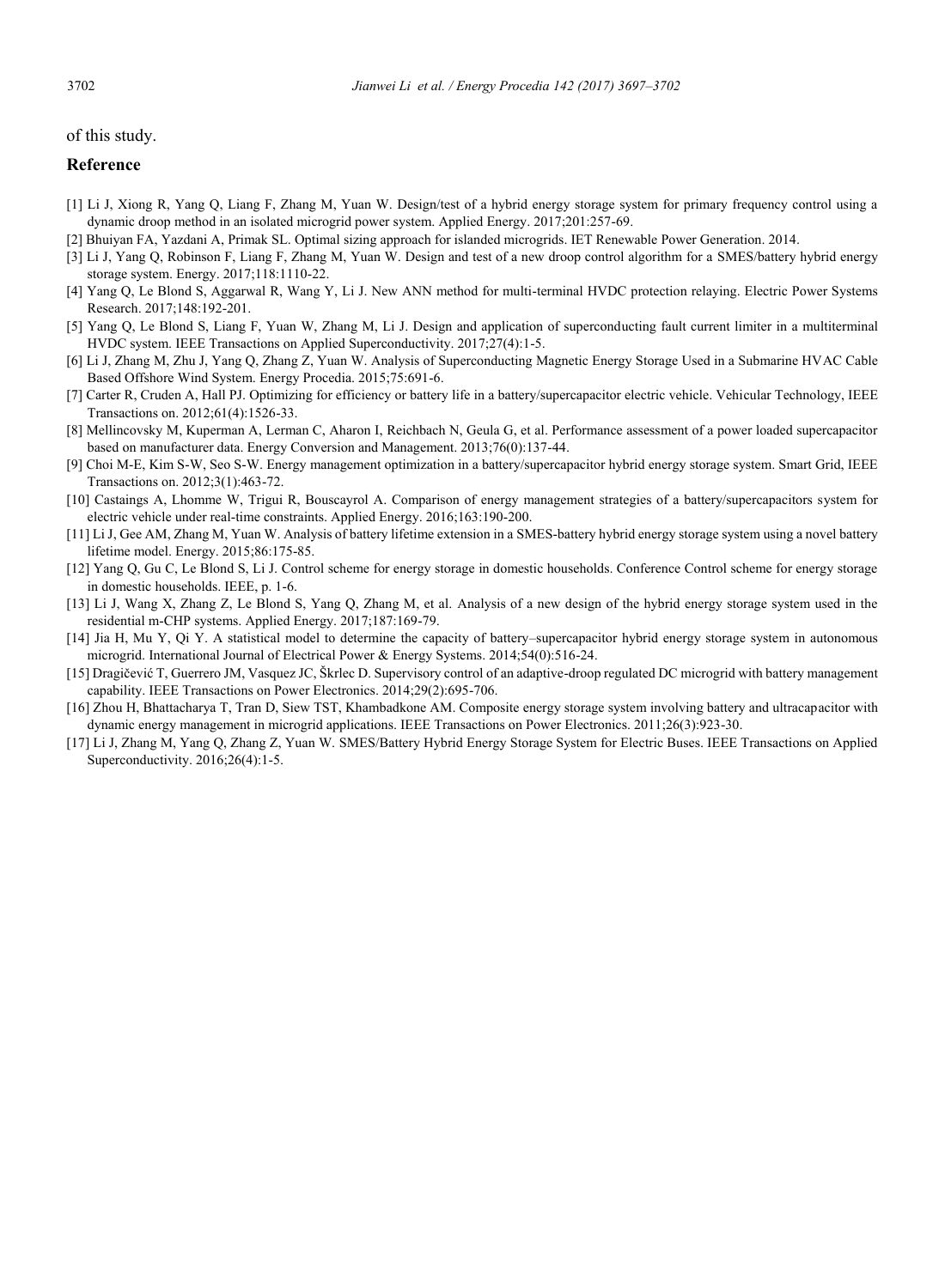of this study.

## Reference

[1] Li J, Xiong R, Yang Q, Liang F, Zhang M, Yuan W. Design/test of a hybrid energy storage system for primary frequency control using a dynamic droop method in an isolated microgrid power system. Applied Energy. 2017;201:257-69.

[2] Bhuiyan FA, Yazdani A, Primak SL. Optimal sizing approach for islanded microgrids. IET Renewable Power Generation. 2014.

[3] Li J, Yang Q, Robinson F, Liang F, Zhang M, Yuan W. Design and test of a new droop control algorithm for a SMES/battery hybrid energy storage system. Energy. 2017;118:1110-22.

[4] Yang Q, Le Blond S, Aggarwal R, Wang Y, Li J. New ANN method for multi-terminal HVDC protection relaying. Electric Power Systems Research. 2017;148:192-201.

[5] Yang Q, Le Blond S, Liang F, Yuan W, Zhang M, Li J. Design and application of superconducting fault current limiter in a multiterminal HVDC system. IEEE Transactions on Applied Superconductivity. 2017;27(4):1-5.

[6] Li J, Zhang M, Zhu J, Yang Q, Zhang Z, Yuan W. Analysis of Superconducting Magnetic Energy Storage Used in a Submarine HVAC Cable Based Offshore Wind System. Energy Procedia. 2015;75:691-6.

[7] Carter R, Cruden A, Hall PJ. Optimizing for efficiency or battery life in a battery/supercapacitor electric vehicle. Vehicular Technology, IEEE Transactions on. 2012;61(4):1526-33.

[8] Mellincovsky M, Kuperman A, Lerman C, Aharon I, Reichbach N, Geula G, et al. Performance assessment of a power loaded supercapacitor based on manufacturer data. Energy Conversion and Management. 2013;76(0):137-44.

[9] Choi M-E, Kim S-W, Seo S-W. Energy management optimization in a battery/supercapacitor hybrid energy storage system. Smart Grid, IEEE Transactions on. 2012;3(1):463-72.

[10] Castaings A, Lhomme W, Trigui R, Bouscayrol A. Comparison of energy management strategies of a battery/supercapacitors system for electric vehicle under real-time constraints. Applied Energy. 2016;163:190-200.

[11] Li J, Gee AM, Zhang M, Yuan W. Analysis of battery lifetime extension in a SMES-battery hybrid energy storage system using a novel battery lifetime model. Energy. 2015;86:175-85.

[12] Yang Q, Gu C, Le Blond S, Li J. Control scheme for energy storage in domestic households. Conference Control scheme for energy storage in domestic households. IEEE, p. 1-6.

[13] Li J, Wang X, Zhang Z, Le Blond S, Yang Q, Zhang M, et al. Analysis of a new design of the hybrid energy storage system used in the residential m-CHP systems. Applied Energy. 2017;187:169-79.

[14] Jia H, Mu Y, Qi Y. A statistical model to determine the capacity of battery–supercapacitor hybrid energy storage system in autonomous microgrid. International Journal of Electrical Power & Energy Systems. 2014;54(0):516-24.

[15] Dragičević T, Guerrero JM, Vasquez JC, Škrlec D. Supervisory control of an adaptive-droop regulated DC microgrid with battery management capability. IEEE Transactions on Power Electronics. 2014;29(2):695-706.

[16] Zhou H, Bhattacharya T, Tran D, Siew TST, Khambadkone AM. Composite energy storage system involving battery and ultracapacitor with dynamic energy management in microgrid applications. IEEE Transactions on Power Electronics. 2011;26(3):923-30.

[17] Li J, Zhang M, Yang Q, Zhang Z, Yuan W. SMES/Battery Hybrid Energy Storage System for Electric Buses. IEEE Transactions on Applied Superconductivity. 2016;26(4):1-5.